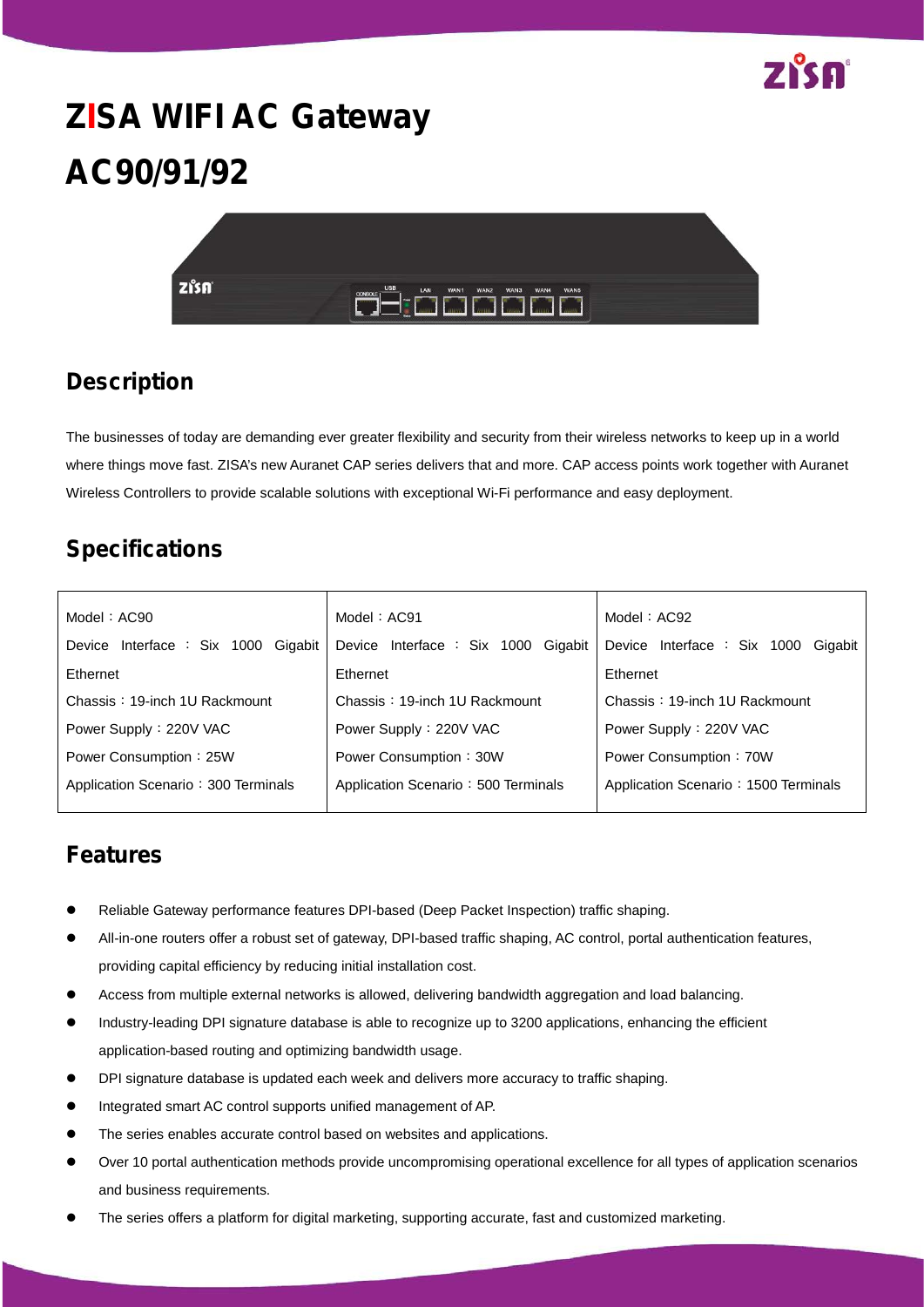# ZISA WIFI AC Gateway

# AC90/91/92

## Description

The businesses of today are demanding ever greater flexibility and security from their wireless networks to keep up in a world where things move fast. ZISA's new Auranet CAP series delivers that and more. CAP access points work together with Auranet Wireless Controllers to provide scalable solutions with exceptional Wi-Fi performance and easy deployment.

## Specifications

| Model：AC90 | Model：AC91 | Model：AC92 |
|---|---|---|
| Device Interface：Six 1000 Gigabit Ethernet | Device Interface：Six 1000 Gigabit Ethernet | Device Interface：Six 1000 Gigabit Ethernet |
| Chassis：19-inch 1U Rackmount | Chassis：19-inch 1U Rackmount | Chassis：19-inch 1U Rackmount |
| Power Supply：220V VAC | Power Supply：220V VAC | Power Supply：220V VAC |
| Power Consumption：25W | Power Consumption：30W | Power Consumption：70W |
| Application Scenario：300 Terminals | Application Scenario：500 Terminals | Application Scenario：1500 Terminals |

## Features

- Reliable Gateway performance features DPI-based (Deep Packet Inspection) traffic shaping.
- All-in-one routers offer a robust set of gateway, DPI-based traffic shaping, AC control, portal authentication features, providing capital efficiency by reducing initial installation cost.
- Access from multiple external networks is allowed, delivering bandwidth aggregation and load balancing.
- Industry-leading DPI signature database is able to recognize up to 3200 applications, enhancing the efficient application-based routing and optimizing bandwidth usage.
- DPI signature database is updated each week and delivers more accuracy to traffic shaping.
- Integrated smart AC control supports unified management of AP.
- The series enables accurate control based on websites and applications.
- Over 10 portal authentication methods provide uncompromising operational excellence for all types of application scenarios and business requirements.
- The series offers a platform for digital marketing, supporting accurate, fast and customized marketing.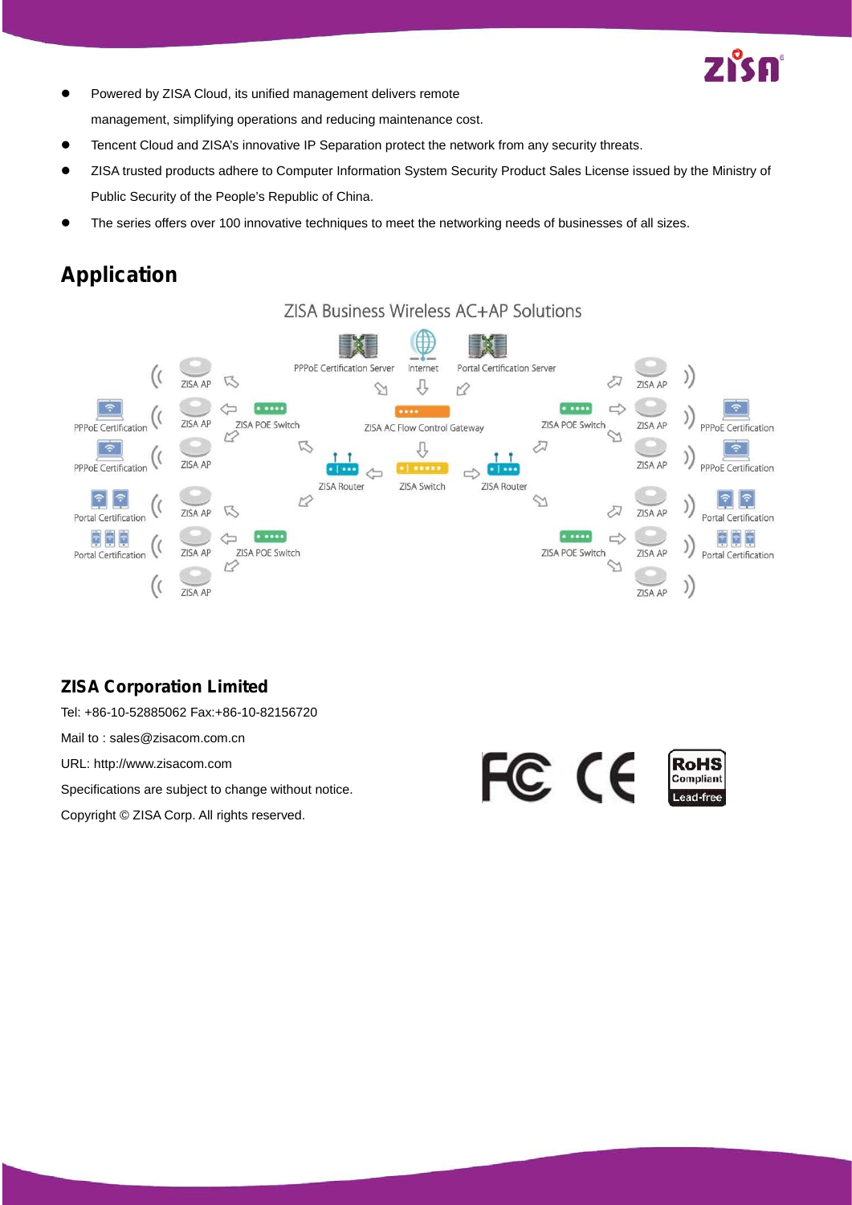- Powered by ZISA Cloud, its unified management delivers remote management, simplifying operations and reducing maintenance cost.
- Tencent Cloud and ZISA's innovative IP Separation protect the network from any security threats.
- ZISA trusted products adhere to Computer Information System Security Product Sales License issued by the Ministry of Public Security of the People's Republic of China.
- The series offers over 100 innovative techniques to meet the networking needs of businesses of all sizes.

## Application

ZISA Business Wireless AC+AP Solutions

PPPoE Certification Server
Internet
Portal Certification Server
ZISA AC Flow Control Gateway
ZISA Switch
ZISA Router
ZISA Router
ZISA POE Switch
ZISA POE Switch
ZISA POE Switch
ZISA POE Switch
ZISA AP
PPPoE Certification
Portal Certification

## ZISA Corporation Limited

Tel: +86-10-52885062 Fax:+86-10-82156720

Mail to : sales@zisacom.com.cn

URL: http://www.zisacom.com

Specifications are subject to change without notice.

Copyright © ZISA Corp. All rights reserved.

FC CE RoHS Compliant Lead-free